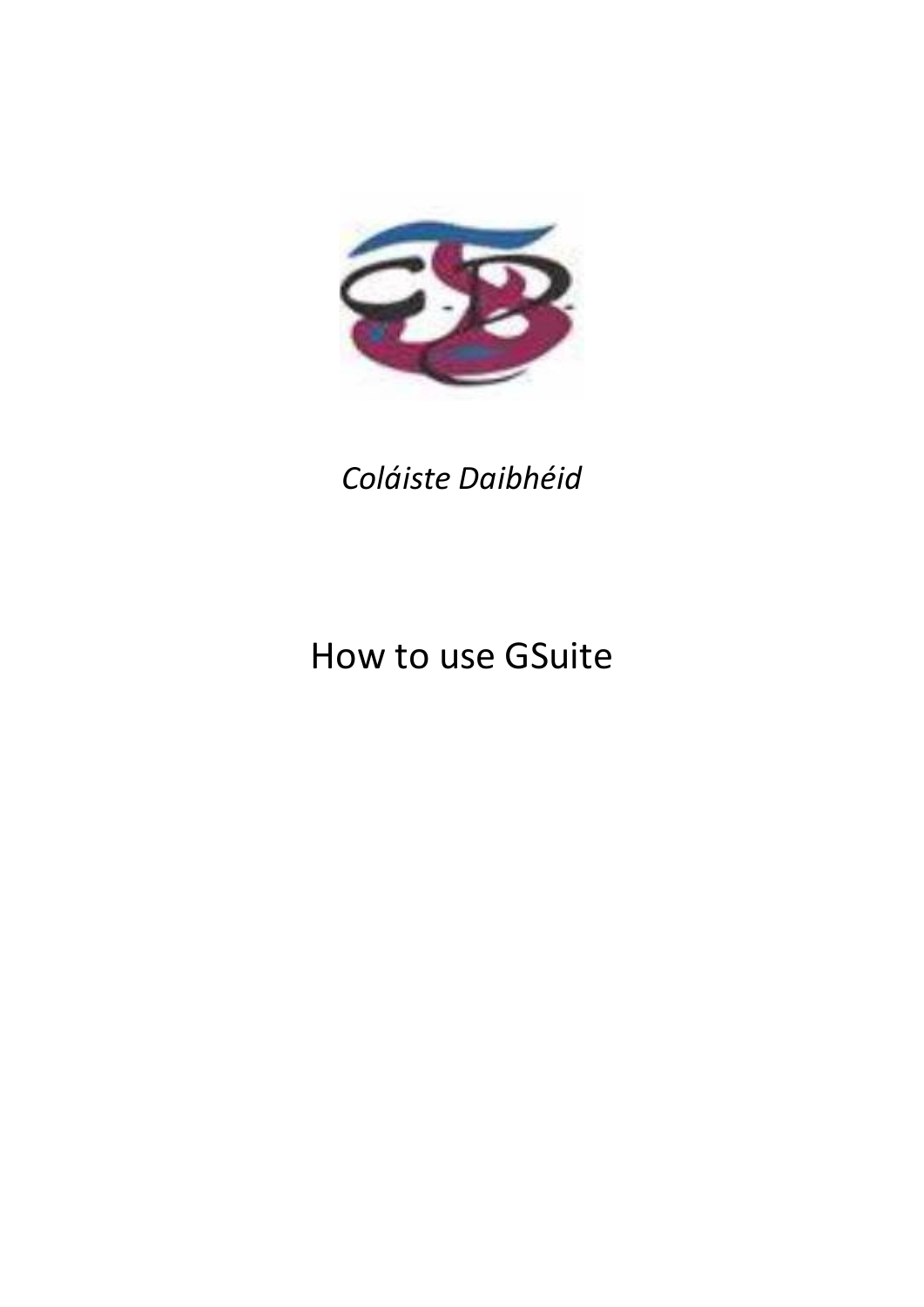*Coláiste Daibhéid*

# How to use GSuite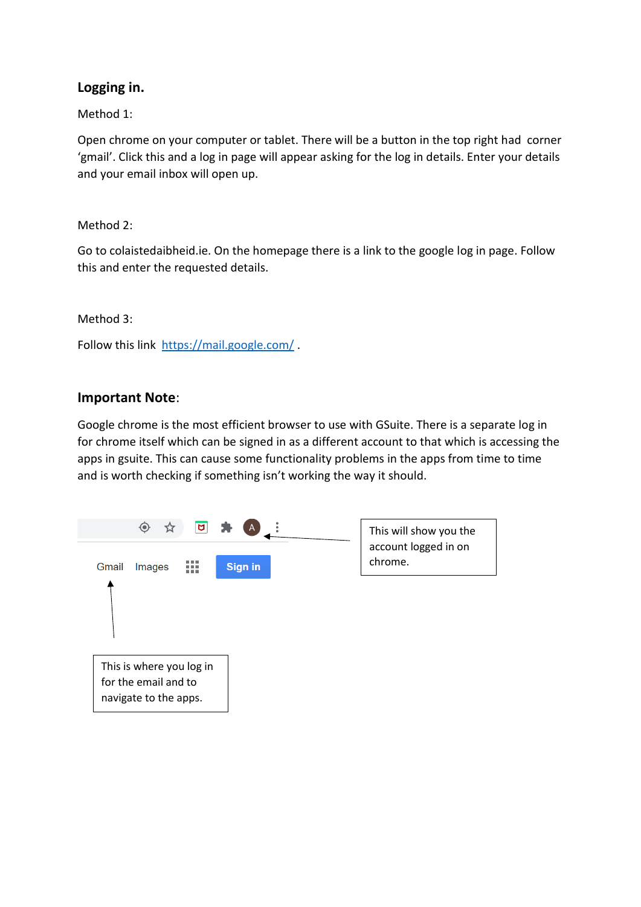## Logging in.

Method 1:

Open chrome on your computer or tablet. There will be a button in the top right had corner 'gmail'. Click this and a log in page will appear asking for the log in details. Enter your details and your email inbox will open up.

Method 2:

Go to colaistedaibheid.ie. On the homepage there is a link to the google log in page. Follow this and enter the requested details.

Method 3:

Follow this link https://mail.google.com/ .

## Important Note:

Google chrome is the most efficient browser to use with GSuite. There is a separate log in for chrome itself which can be signed in as a different account to that which is accessing the apps in gsuite. This can cause some functionality problems in the apps from time to time and is worth checking if something isn't working the way it should.

Gmail Images Sign in

This will show you the account logged in on chrome.

This is where you log in for the email and to navigate to the apps.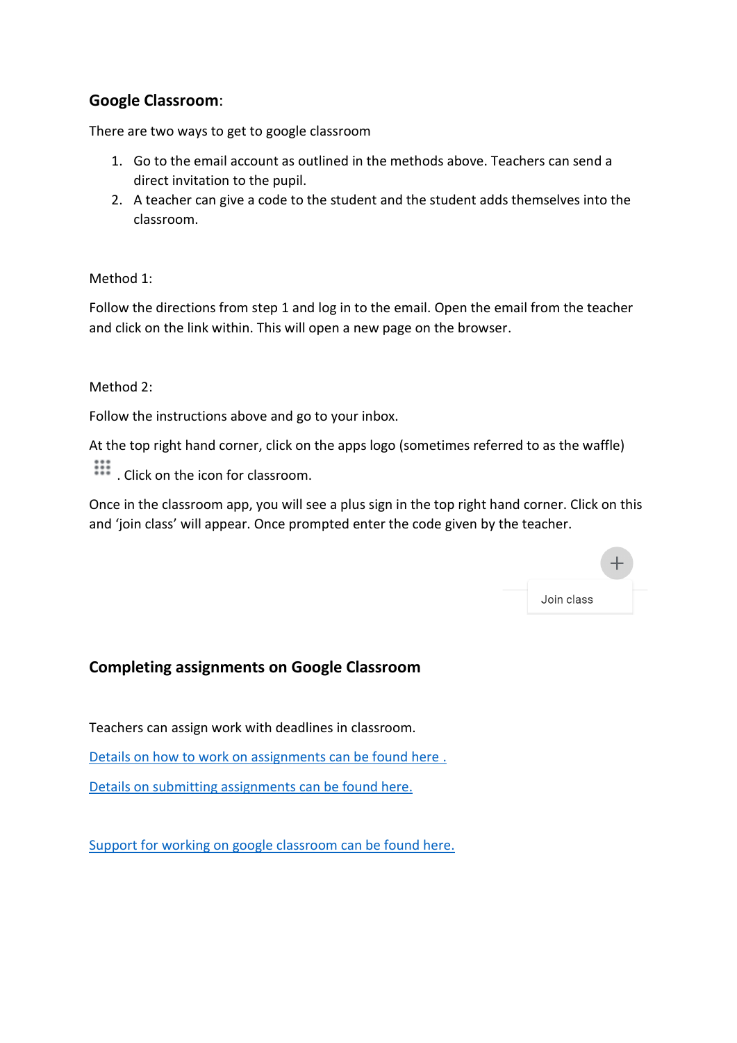## **Google Classroom**:

There are two ways to get to google classroom

1. Go to the email account as outlined in the methods above. Teachers can send a direct invitation to the pupil.
2. A teacher can give a code to the student and the student adds themselves into the classroom.

Method 1:

Follow the directions from step 1 and log in to the email. Open the email from the teacher and click on the link within. This will open a new page on the browser.

Method 2:

Follow the instructions above and go to your inbox.

At the top right hand corner, click on the apps logo (sometimes referred to as the waffle) . Click on the icon for classroom.

Once in the classroom app, you will see a plus sign in the top right hand corner. Click on this and 'join class' will appear. Once prompted enter the code given by the teacher.

Join class

## **Completing assignments on Google Classroom**

Teachers can assign work with deadlines in classroom.

Details on how to work on assignments can be found here .

Details on submitting assignments can be found here.

Support for working on google classroom can be found here.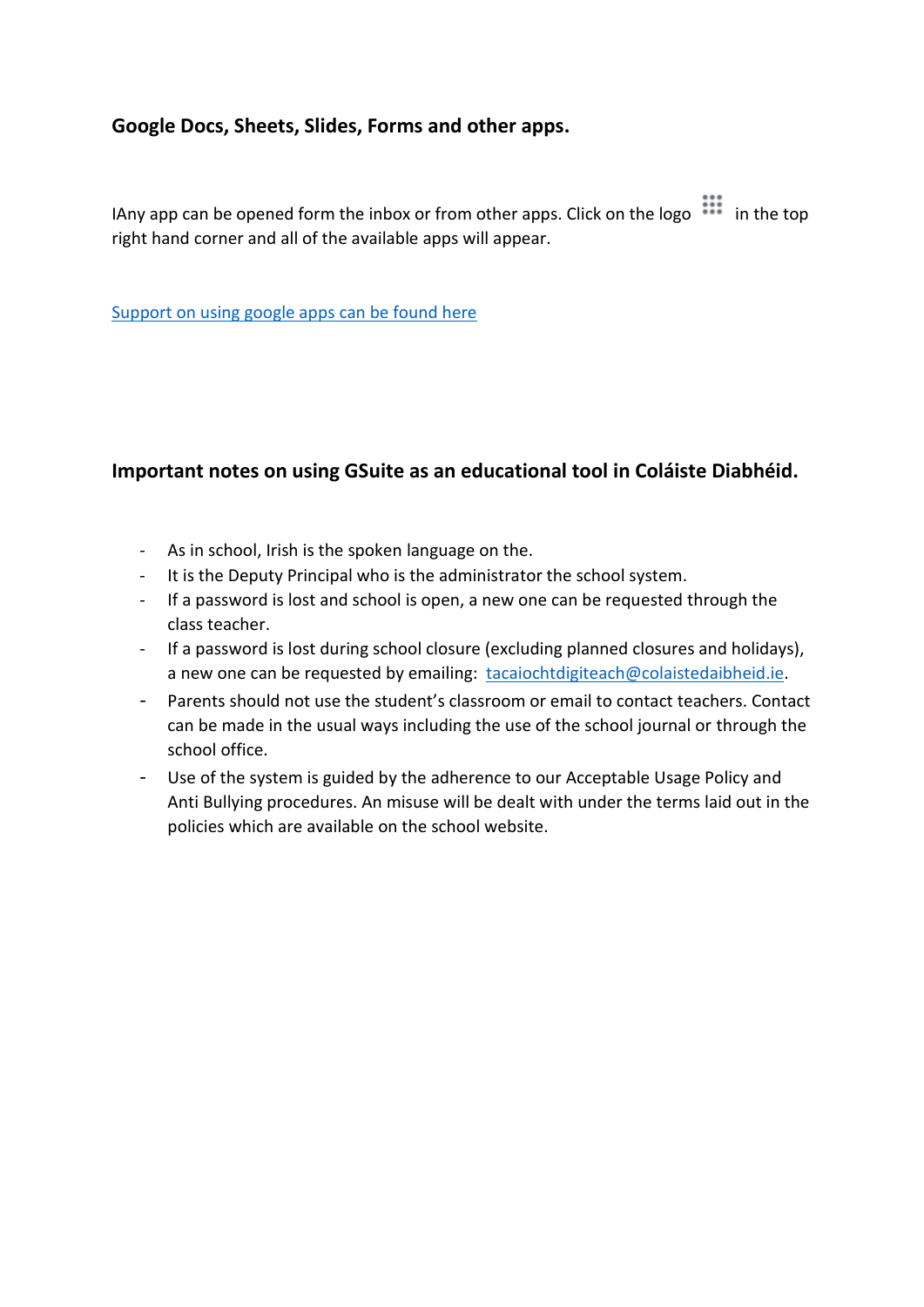**Google Docs, Sheets, Slides, Forms and other apps.**

IAny app can be opened form the inbox or from other apps. Click on the logo in the top right hand corner and all of the available apps will appear.

[Support on using google apps can be found here]()

**Important notes on using GSuite as an educational tool in Coláiste Diabhéid.**

- As in school, Irish is the spoken language on the.
- It is the Deputy Principal who is the administrator the school system.
- If a password is lost and school is open, a new one can be requested through the class teacher.
- If a password is lost during school closure (excluding planned closures and holidays), a new one can be requested by emailing: [tacaiochtdigiteach@colaistedaibheid.ie](mailto:tacaiochtdigiteach@colaistedaibheid.ie).
- Parents should not use the student's classroom or email to contact teachers. Contact can be made in the usual ways including the use of the school journal or through the school office.
- Use of the system is guided by the adherence to our Acceptable Usage Policy and Anti Bullying procedures. An misuse will be dealt with under the terms laid out in the policies which are available on the school website.